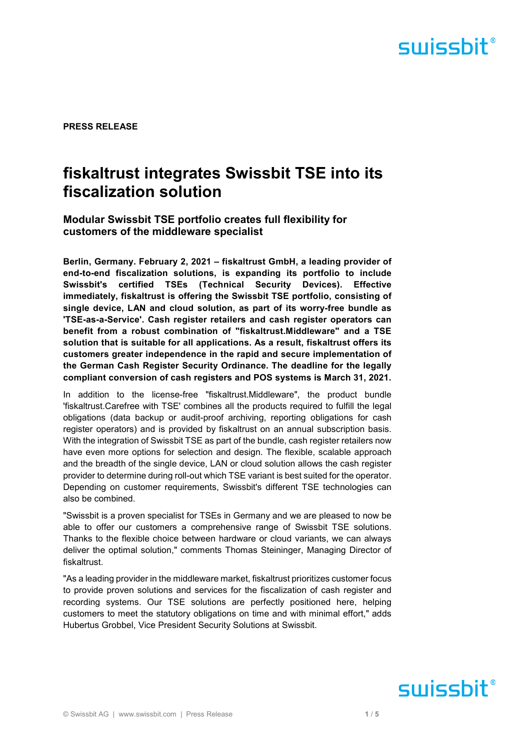**PRESS RELEASE**

# fiskaltrust integrates Swissbit TSE into its fiscalization solution

## Modular Swissbit TSE portfolio creates full flexibility for customers of the middleware specialist

**Berlin, Germany. February 2, 2021 – fiskaltrust GmbH, a leading provider of end-to-end fiscalization solutions, is expanding its portfolio to include Swissbit's certified TSEs (Technical Security Devices). Effective immediately, fiskaltrust is offering the Swissbit TSE portfolio, consisting of single device, LAN and cloud solution, as part of its worry-free bundle as 'TSE-as-a-Service'. Cash register retailers and cash register operators can benefit from a robust combination of "fiskaltrust.Middleware" and a TSE solution that is suitable for all applications. As a result, fiskaltrust offers its customers greater independence in the rapid and secure implementation of the German Cash Register Security Ordinance. The deadline for the legally compliant conversion of cash registers and POS systems is March 31, 2021.**

In addition to the license-free "fiskaltrust.Middleware", the product bundle 'fiskaltrust.Carefree with TSE' combines all the products required to fulfill the legal obligations (data backup or audit-proof archiving, reporting obligations for cash register operators) and is provided by fiskaltrust on an annual subscription basis. With the integration of Swissbit TSE as part of the bundle, cash register retailers now have even more options for selection and design. The flexible, scalable approach and the breadth of the single device, LAN or cloud solution allows the cash register provider to determine during roll-out which TSE variant is best suited for the operator. Depending on customer requirements, Swissbit's different TSE technologies can also be combined.

"Swissbit is a proven specialist for TSEs in Germany and we are pleased to now be able to offer our customers a comprehensive range of Swissbit TSE solutions. Thanks to the flexible choice between hardware or cloud variants, we can always deliver the optimal solution," comments Thomas Steininger, Managing Director of fiskaltrust.

"As a leading provider in the middleware market, fiskaltrust prioritizes customer focus to provide proven solutions and services for the fiscalization of cash register and recording systems. Our TSE solutions are perfectly positioned here, helping customers to meet the statutory obligations on time and with minimal effort," adds Hubertus Grobbel, Vice President Security Solutions at Swissbit.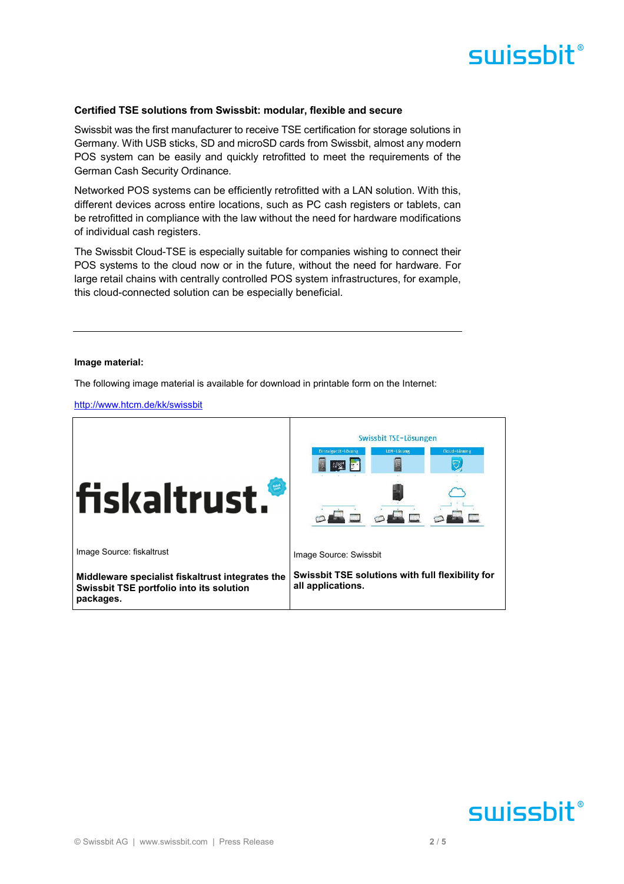**Certified TSE solutions from Swissbit: modular, flexible and secure**

Swissbit was the first manufacturer to receive TSE certification for storage solutions in Germany. With USB sticks, SD and microSD cards from Swissbit, almost any modern POS system can be easily and quickly retrofitted to meet the requirements of the German Cash Security Ordinance.

Networked POS systems can be efficiently retrofitted with a LAN solution. With this, different devices across entire locations, such as PC cash registers or tablets, can be retrofitted in compliance with the law without the need for hardware modifications of individual cash registers.

The Swissbit Cloud-TSE is especially suitable for companies wishing to connect their POS systems to the cloud now or in the future, without the need for hardware. For large retail chains with centrally controlled POS system infrastructures, for example, this cloud-connected solution can be especially beneficial.

---

**Image material:**

The following image material is available for download in printable form on the Internet:

http://www.htcm.de/kk/swissbit

| fiskaltrust | Swissbit TSE-Lösungen |
|---|---|
| Image Source: fiskaltrust | Image Source: Swissbit |
| **Middleware specialist fiskaltrust integrates the Swissbit TSE portfolio into its solution packages.** | **Swissbit TSE solutions with full flexibility for all applications.** |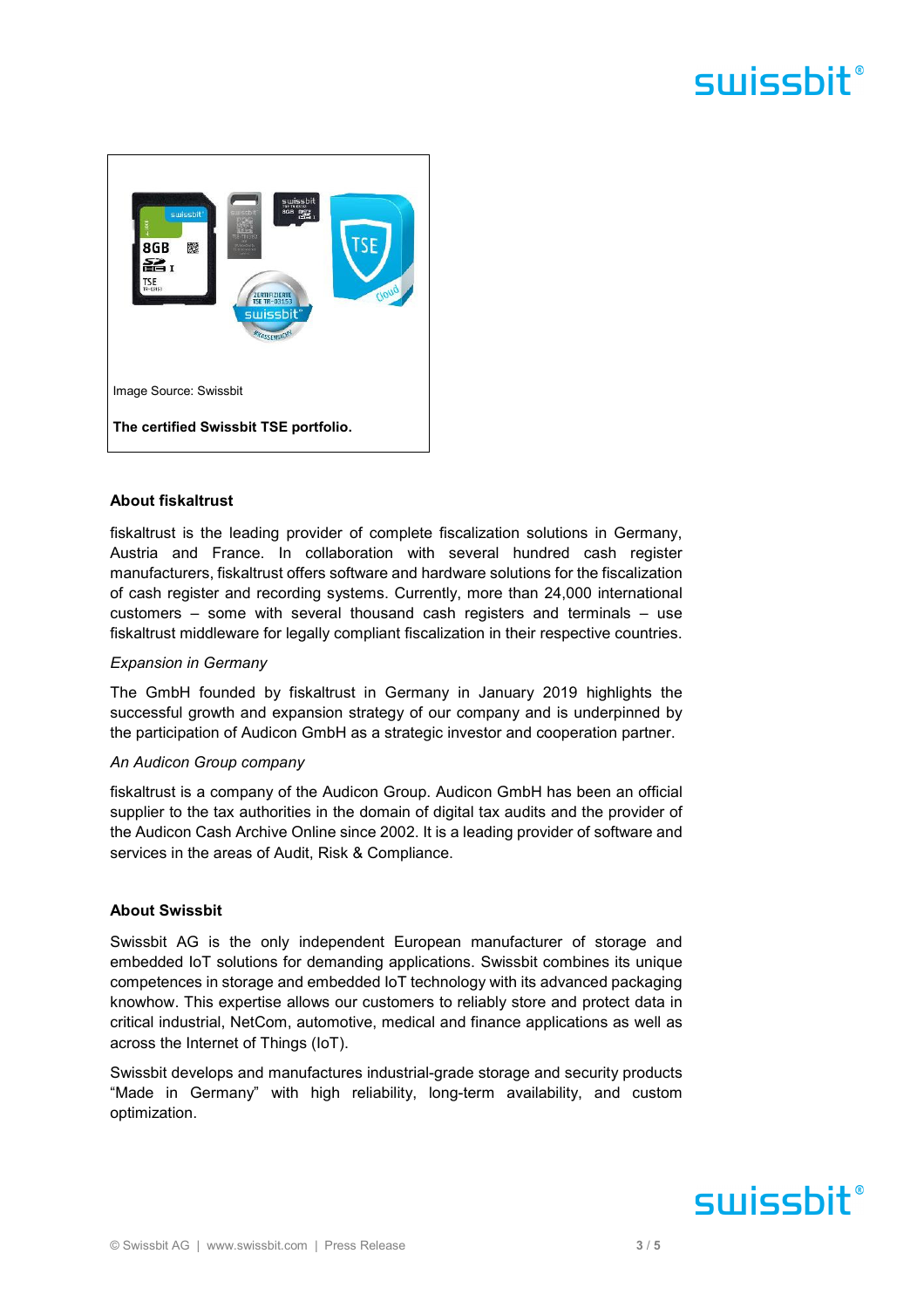Image Source: Swissbit

**The certified Swissbit TSE portfolio.**

## About fiskaltrust

fiskaltrust is the leading provider of complete fiscalization solutions in Germany, Austria and France. In collaboration with several hundred cash register manufacturers, fiskaltrust offers software and hardware solutions for the fiscalization of cash register and recording systems. Currently, more than 24,000 international customers – some with several thousand cash registers and terminals – use fiskaltrust middleware for legally compliant fiscalization in their respective countries.

*Expansion in Germany*

The GmbH founded by fiskaltrust in Germany in January 2019 highlights the successful growth and expansion strategy of our company and is underpinned by the participation of Audicon GmbH as a strategic investor and cooperation partner.

*An Audicon Group company*

fiskaltrust is a company of the Audicon Group. Audicon GmbH has been an official supplier to the tax authorities in the domain of digital tax audits and the provider of the Audicon Cash Archive Online since 2002. It is a leading provider of software and services in the areas of Audit, Risk & Compliance.

## About Swissbit

Swissbit AG is the only independent European manufacturer of storage and embedded IoT solutions for demanding applications. Swissbit combines its unique competences in storage and embedded IoT technology with its advanced packaging knowhow. This expertise allows our customers to reliably store and protect data in critical industrial, NetCom, automotive, medical and finance applications as well as across the Internet of Things (IoT).

Swissbit develops and manufactures industrial-grade storage and security products "Made in Germany" with high reliability, long-term availability, and custom optimization.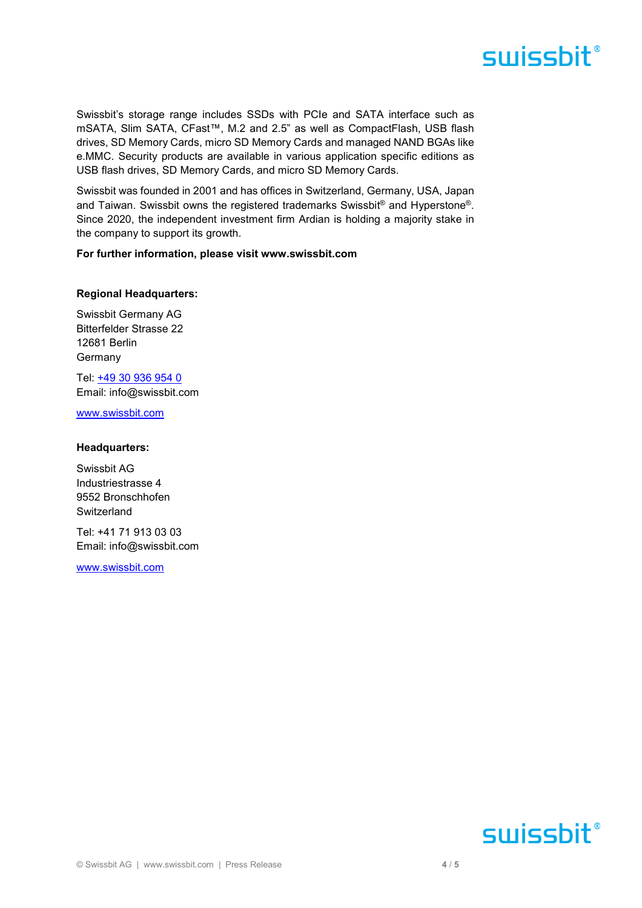Swissbit's storage range includes SSDs with PCIe and SATA interface such as mSATA, Slim SATA, CFast™, M.2 and 2.5" as well as CompactFlash, USB flash drives, SD Memory Cards, micro SD Memory Cards and managed NAND BGAs like e.MMC. Security products are available in various application specific editions as USB flash drives, SD Memory Cards, and micro SD Memory Cards.

Swissbit was founded in 2001 and has offices in Switzerland, Germany, USA, Japan and Taiwan. Swissbit owns the registered trademarks Swissbit® and Hyperstone®. Since 2020, the independent investment firm Ardian is holding a majority stake in the company to support its growth.

**For further information, please visit www.swissbit.com**

**Regional Headquarters:**

Swissbit Germany AG
Bitterfelder Strasse 22
12681 Berlin
Germany

Tel: +49 30 936 954 0
Email: info@swissbit.com

www.swissbit.com

**Headquarters:**

Swissbit AG
Industriestrasse 4
9552 Bronschhofen
Switzerland

Tel: +41 71 913 03 03
Email: info@swissbit.com

www.swissbit.com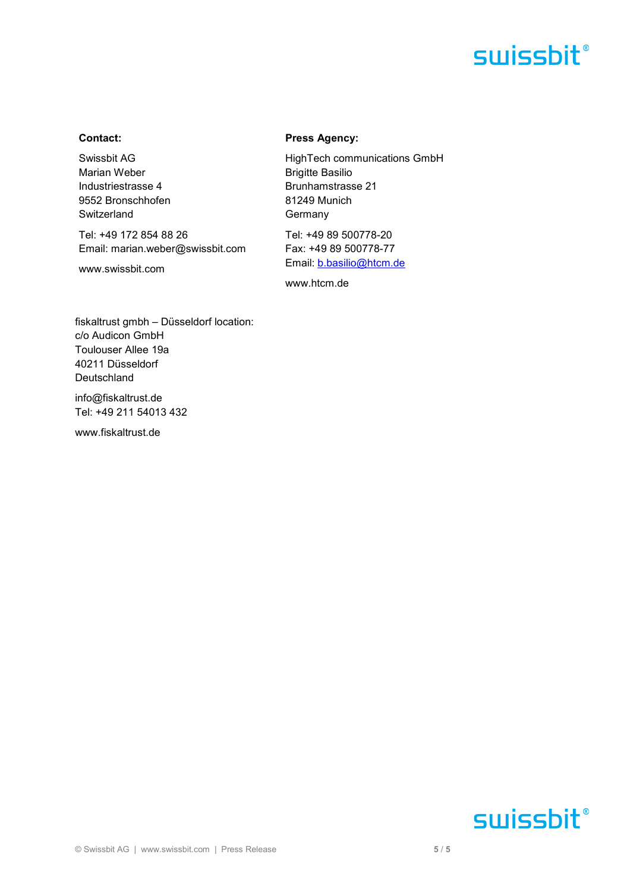**Contact:**

Swissbit AG
Marian Weber
Industriestrasse 4
9552 Bronschhofen
Switzerland

Tel: +49 172 854 88 26
Email: marian.weber@swissbit.com

www.swissbit.com

**Press Agency:**

HighTech communications GmbH
Brigitte Basilio
Brunhamstrasse 21
81249 Munich
Germany

Tel: +49 89 500778-20
Fax: +49 89 500778-77
Email: b.basilio@htcm.de

www.htcm.de

fiskaltrust gmbh – Düsseldorf location:
c/o Audicon GmbH
Toulouser Allee 19a
40211 Düsseldorf
Deutschland

info@fiskaltrust.de
Tel: +49 211 54013 432

www.fiskaltrust.de